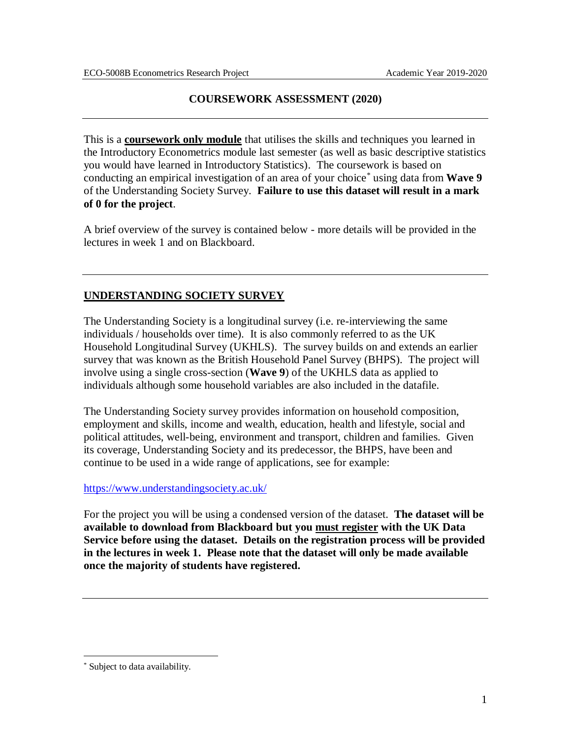# COURSEWORK ASSESSMENT (2020)

---

This is a **<u>coursework only module</u>** that utilises the skills and techniques you learned in the Introductory Econometrics module last semester (as well as basic descriptive statistics you would have learned in Introductory Statistics). The coursework is based on conducting an empirical investigation of an area of your choice[*] using data from **Wave 9** of the Understanding Society Survey. **Failure to use this dataset will result in a mark of 0 for the project**.

A brief overview of the survey is contained below - more details will be provided in the lectures in week 1 and on Blackboard.

---

## <u>UNDERSTANDING SOCIETY SURVEY</u>

The Understanding Society is a longitudinal survey (i.e. re-interviewing the same individuals / households over time). It is also commonly referred to as the UK Household Longitudinal Survey (UKHLS). The survey builds on and extends an earlier survey that was known as the British Household Panel Survey (BHPS). The project will involve using a single cross-section (**Wave 9**) of the UKHLS data as applied to individuals although some household variables are also included in the datafile.

The Understanding Society survey provides information on household composition, employment and skills, income and wealth, education, health and lifestyle, social and political attitudes, well-being, environment and transport, children and families. Given its coverage, Understanding Society and its predecessor, the BHPS, have been and continue to be used in a wide range of applications, see for example:

https://www.understandingsociety.ac.uk/

For the project you will be using a condensed version of the dataset. **The dataset will be available to download from Blackboard but you <u>must register</u> with the UK Data Service before using the dataset. Details on the registration process will be provided in the lectures in week 1. Please note that the dataset will only be made available once the majority of students have registered.**

---

[*] Subject to data availability.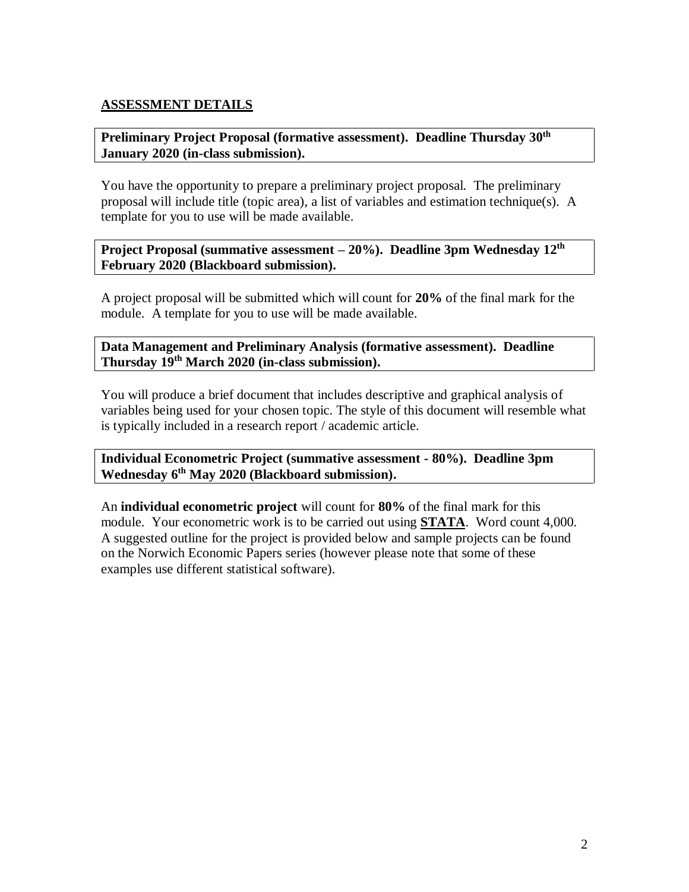## ASSESSMENT DETAILS

**Preliminary Project Proposal (formative assessment). Deadline Thursday 30th January 2020 (in-class submission).**

You have the opportunity to prepare a preliminary project proposal. The preliminary proposal will include title (topic area), a list of variables and estimation technique(s). A template for you to use will be made available.

**Project Proposal (summative assessment – 20%). Deadline 3pm Wednesday 12th February 2020 (Blackboard submission).**

A project proposal will be submitted which will count for **20%** of the final mark for the module. A template for you to use will be made available.

**Data Management and Preliminary Analysis (formative assessment). Deadline Thursday 19th March 2020 (in-class submission).**

You will produce a brief document that includes descriptive and graphical analysis of variables being used for your chosen topic. The style of this document will resemble what is typically included in a research report / academic article.

**Individual Econometric Project (summative assessment - 80%). Deadline 3pm Wednesday 6th May 2020 (Blackboard submission).**

An **individual econometric project** will count for **80%** of the final mark for this module. Your econometric work is to be carried out using **STATA**. Word count 4,000. A suggested outline for the project is provided below and sample projects can be found on the Norwich Economic Papers series (however please note that some of these examples use different statistical software).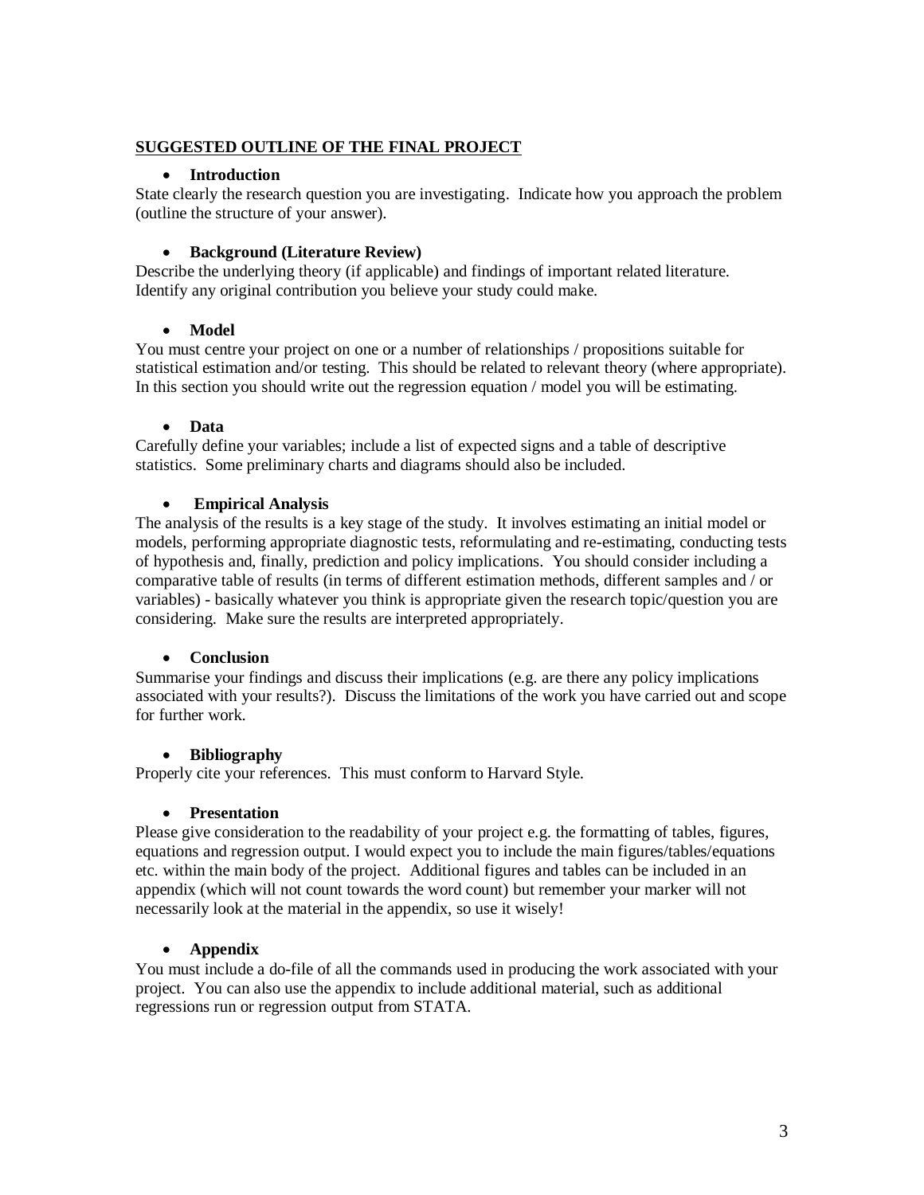## SUGGESTED OUTLINE OF THE FINAL PROJECT

- **Introduction**

State clearly the research question you are investigating. Indicate how you approach the problem (outline the structure of your answer).

- **Background (Literature Review)**

Describe the underlying theory (if applicable) and findings of important related literature. Identify any original contribution you believe your study could make.

- **Model**

You must centre your project on one or a number of relationships / propositions suitable for statistical estimation and/or testing. This should be related to relevant theory (where appropriate). In this section you should write out the regression equation / model you will be estimating.

- **Data**

Carefully define your variables; include a list of expected signs and a table of descriptive statistics. Some preliminary charts and diagrams should also be included.

- **Empirical Analysis**

The analysis of the results is a key stage of the study. It involves estimating an initial model or models, performing appropriate diagnostic tests, reformulating and re-estimating, conducting tests of hypothesis and, finally, prediction and policy implications. You should consider including a comparative table of results (in terms of different estimation methods, different samples and / or variables) - basically whatever you think is appropriate given the research topic/question you are considering. Make sure the results are interpreted appropriately.

- **Conclusion**

Summarise your findings and discuss their implications (e.g. are there any policy implications associated with your results?). Discuss the limitations of the work you have carried out and scope for further work.

- **Bibliography**

Properly cite your references. This must conform to Harvard Style.

- **Presentation**

Please give consideration to the readability of your project e.g. the formatting of tables, figures, equations and regression output. I would expect you to include the main figures/tables/equations etc. within the main body of the project. Additional figures and tables can be included in an appendix (which will not count towards the word count) but remember your marker will not necessarily look at the material in the appendix, so use it wisely!

- **Appendix**

You must include a do-file of all the commands used in producing the work associated with your project. You can also use the appendix to include additional material, such as additional regressions run or regression output from STATA.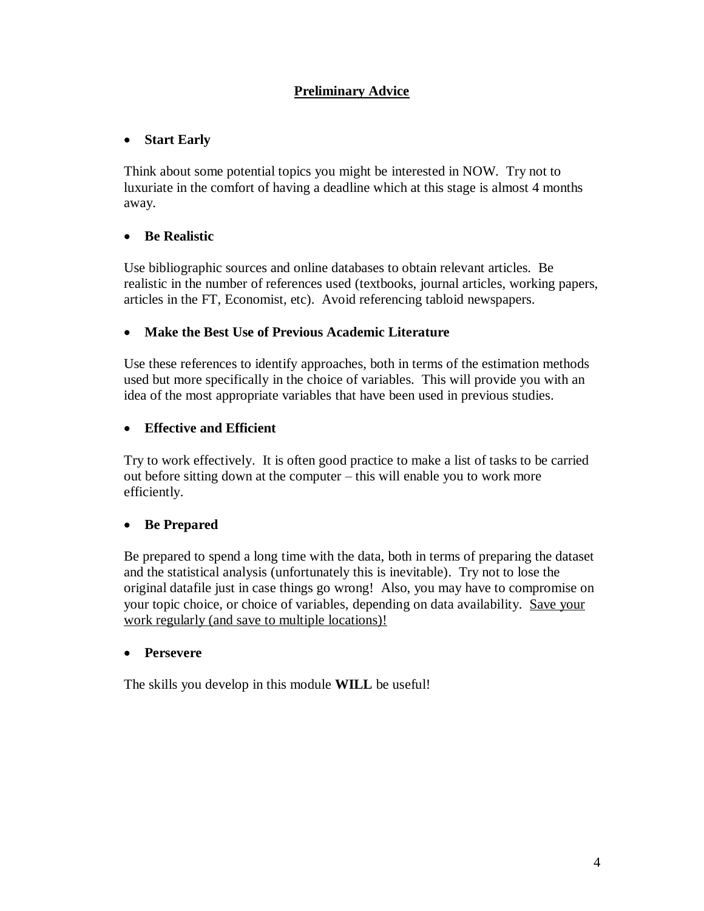## Preliminary Advice

- **Start Early**

Think about some potential topics you might be interested in NOW. Try not to luxuriate in the comfort of having a deadline which at this stage is almost 4 months away.

- **Be Realistic**

Use bibliographic sources and online databases to obtain relevant articles. Be realistic in the number of references used (textbooks, journal articles, working papers, articles in the FT, Economist, etc). Avoid referencing tabloid newspapers.

- **Make the Best Use of Previous Academic Literature**

Use these references to identify approaches, both in terms of the estimation methods used but more specifically in the choice of variables. This will provide you with an idea of the most appropriate variables that have been used in previous studies.

- **Effective and Efficient**

Try to work effectively. It is often good practice to make a list of tasks to be carried out before sitting down at the computer – this will enable you to work more efficiently.

- **Be Prepared**

Be prepared to spend a long time with the data, both in terms of preparing the dataset and the statistical analysis (unfortunately this is inevitable). Try not to lose the original datafile just in case things go wrong! Also, you may have to compromise on your topic choice, or choice of variables, depending on data availability. <u>Save your work regularly (and save to multiple locations)!</u>

- **Persevere**

The skills you develop in this module **WILL** be useful!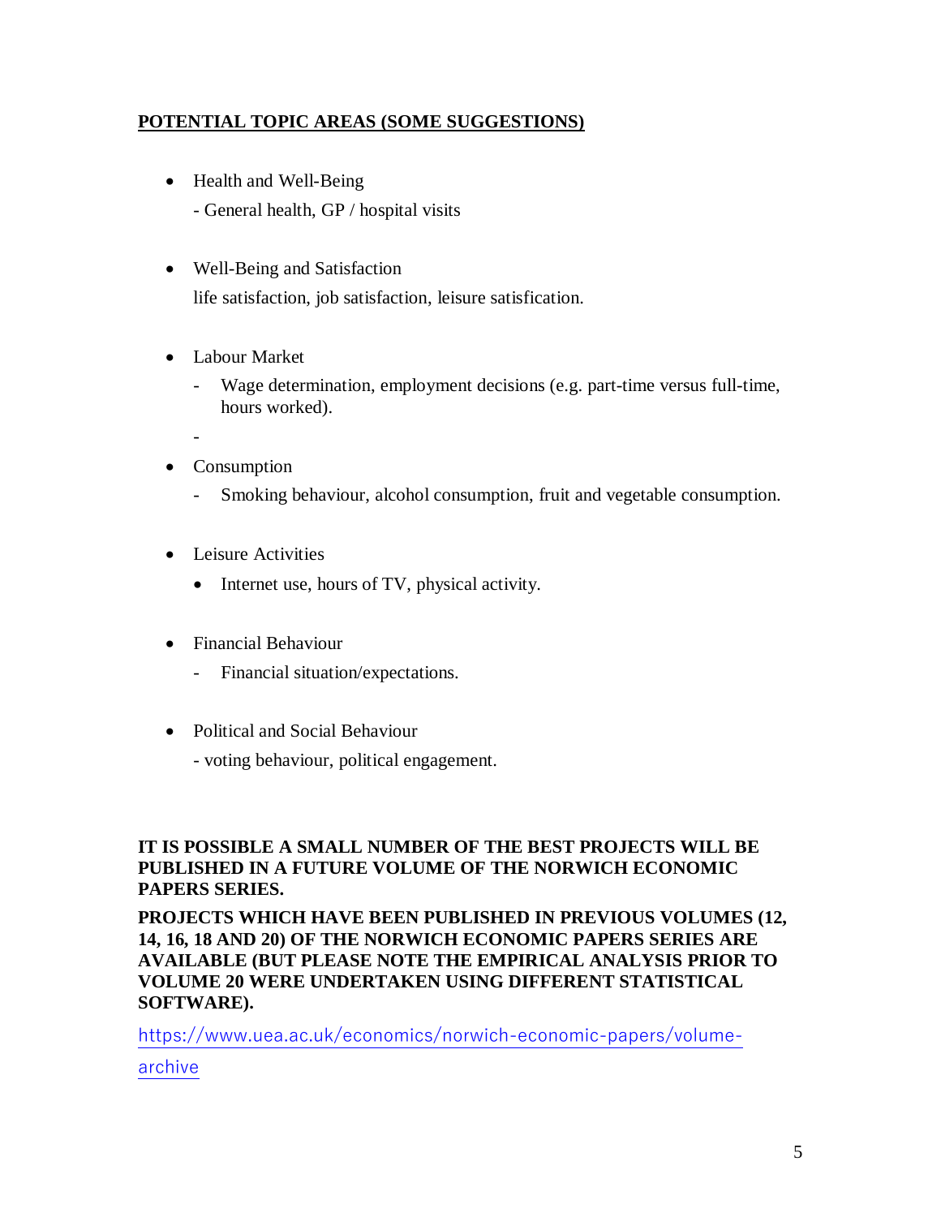**POTENTIAL TOPIC AREAS (SOME SUGGESTIONS)**

- Health and Well-Being
  - General health, GP / hospital visits

- Well-Being and Satisfaction

  life satisfaction, job satisfaction, leisure satisfication.

- Labour Market
  - Wage determination, employment decisions (e.g. part-time versus full-time, hours worked).
  -

- Consumption
  - Smoking behaviour, alcohol consumption, fruit and vegetable consumption.

- Leisure Activities
  - Internet use, hours of TV, physical activity.

- Financial Behaviour
  - Financial situation/expectations.

- Political and Social Behaviour
  - voting behaviour, political engagement.

**IT IS POSSIBLE A SMALL NUMBER OF THE BEST PROJECTS WILL BE PUBLISHED IN A FUTURE VOLUME OF THE NORWICH ECONOMIC PAPERS SERIES.**

**PROJECTS WHICH HAVE BEEN PUBLISHED IN PREVIOUS VOLUMES (12, 14, 16, 18 AND 20) OF THE NORWICH ECONOMIC PAPERS SERIES ARE AVAILABLE (BUT PLEASE NOTE THE EMPIRICAL ANALYSIS PRIOR TO VOLUME 20 WERE UNDERTAKEN USING DIFFERENT STATISTICAL SOFTWARE).**

https://www.uea.ac.uk/economics/norwich-economic-papers/volume-archive